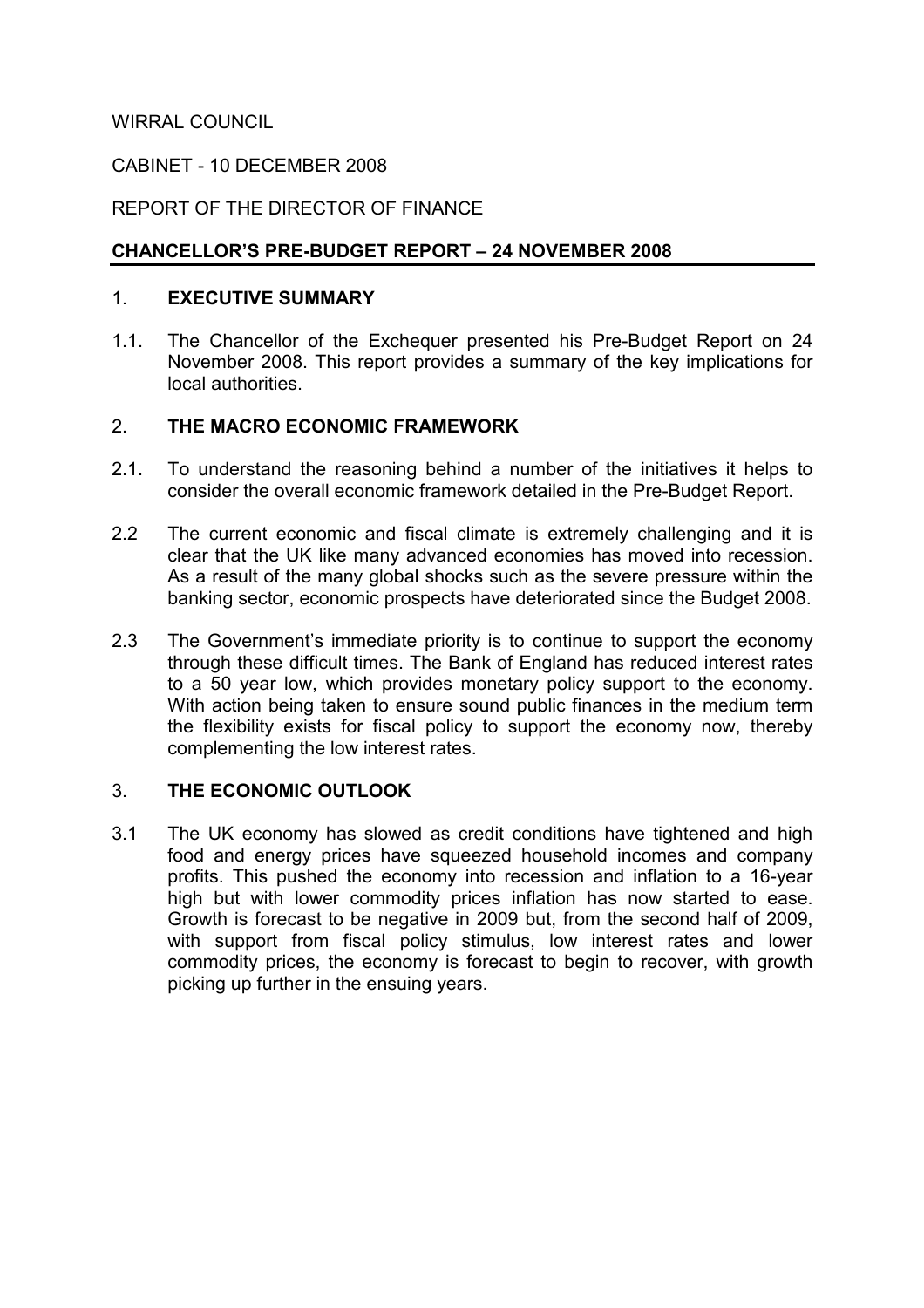WIRRAL COUNCIL

CABINET - 10 DECEMBER 2008

REPORT OF THE DIRECTOR OF FINANCE

## CHANCELLOR'S PRE-BUDGET REPORT – 24 NOVEMBER 2008

### 1. EXECUTIVE SUMMARY

1.1. The Chancellor of the Exchequer presented his Pre-Budget Report on 24 November 2008. This report provides a summary of the key implications for local authorities.

### 2. THE MACRO ECONOMIC FRAMEWORK

2.1. To understand the reasoning behind a number of the initiatives it helps to consider the overall economic framework detailed in the Pre-Budget Report.

2.2 The current economic and fiscal climate is extremely challenging and it is clear that the UK like many advanced economies has moved into recession. As a result of the many global shocks such as the severe pressure within the banking sector, economic prospects have deteriorated since the Budget 2008.

2.3 The Government's immediate priority is to continue to support the economy through these difficult times. The Bank of England has reduced interest rates to a 50 year low, which provides monetary policy support to the economy. With action being taken to ensure sound public finances in the medium term the flexibility exists for fiscal policy to support the economy now, thereby complementing the low interest rates.

### 3. THE ECONOMIC OUTLOOK

3.1 The UK economy has slowed as credit conditions have tightened and high food and energy prices have squeezed household incomes and company profits. This pushed the economy into recession and inflation to a 16-year high but with lower commodity prices inflation has now started to ease. Growth is forecast to be negative in 2009 but, from the second half of 2009, with support from fiscal policy stimulus, low interest rates and lower commodity prices, the economy is forecast to begin to recover, with growth picking up further in the ensuing years.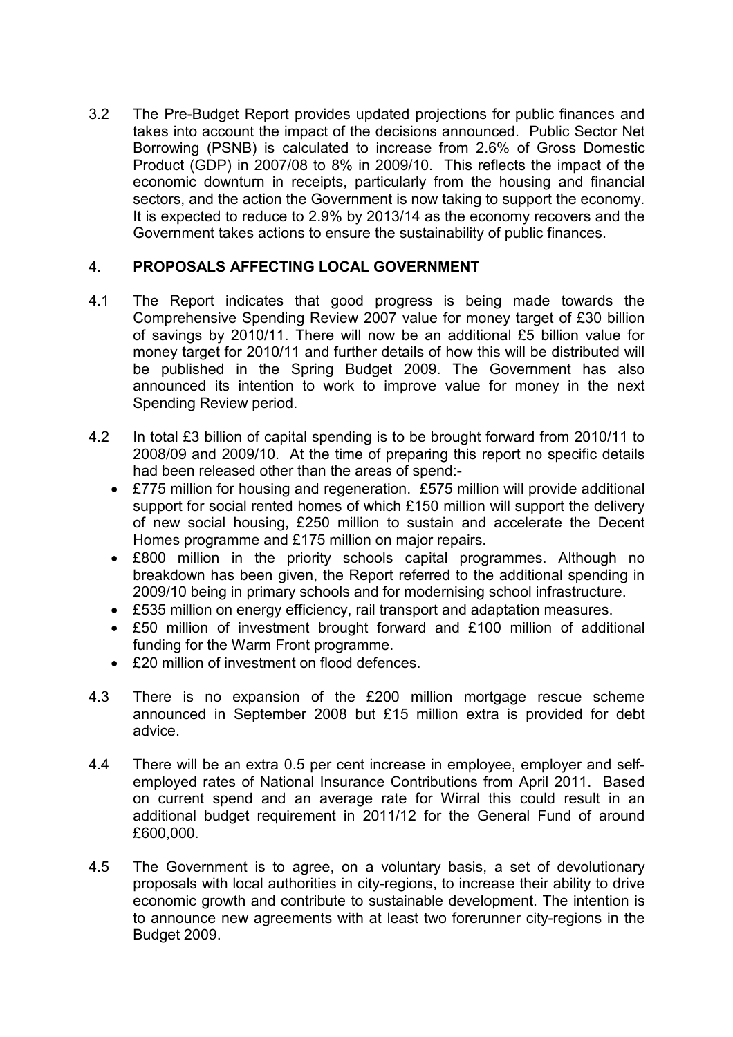3.2 The Pre-Budget Report provides updated projections for public finances and takes into account the impact of the decisions announced. Public Sector Net Borrowing (PSNB) is calculated to increase from 2.6% of Gross Domestic Product (GDP) in 2007/08 to 8% in 2009/10. This reflects the impact of the economic downturn in receipts, particularly from the housing and financial sectors, and the action the Government is now taking to support the economy. It is expected to reduce to 2.9% by 2013/14 as the economy recovers and the Government takes actions to ensure the sustainability of public finances.

## 4. PROPOSALS AFFECTING LOCAL GOVERNMENT

4.1 The Report indicates that good progress is being made towards the Comprehensive Spending Review 2007 value for money target of £30 billion of savings by 2010/11. There will now be an additional £5 billion value for money target for 2010/11 and further details of how this will be distributed will be published in the Spring Budget 2009. The Government has also announced its intention to work to improve value for money in the next Spending Review period.

4.2 In total £3 billion of capital spending is to be brought forward from 2010/11 to 2008/09 and 2009/10. At the time of preparing this report no specific details had been released other than the areas of spend:-

- £775 million for housing and regeneration. £575 million will provide additional support for social rented homes of which £150 million will support the delivery of new social housing, £250 million to sustain and accelerate the Decent Homes programme and £175 million on major repairs.
- £800 million in the priority schools capital programmes. Although no breakdown has been given, the Report referred to the additional spending in 2009/10 being in primary schools and for modernising school infrastructure.
- £535 million on energy efficiency, rail transport and adaptation measures.
- £50 million of investment brought forward and £100 million of additional funding for the Warm Front programme.
- £20 million of investment on flood defences.

4.3 There is no expansion of the £200 million mortgage rescue scheme announced in September 2008 but £15 million extra is provided for debt advice.

4.4 There will be an extra 0.5 per cent increase in employee, employer and self-employed rates of National Insurance Contributions from April 2011. Based on current spend and an average rate for Wirral this could result in an additional budget requirement in 2011/12 for the General Fund of around £600,000.

4.5 The Government is to agree, on a voluntary basis, a set of devolutionary proposals with local authorities in city-regions, to increase their ability to drive economic growth and contribute to sustainable development. The intention is to announce new agreements with at least two forerunner city-regions in the Budget 2009.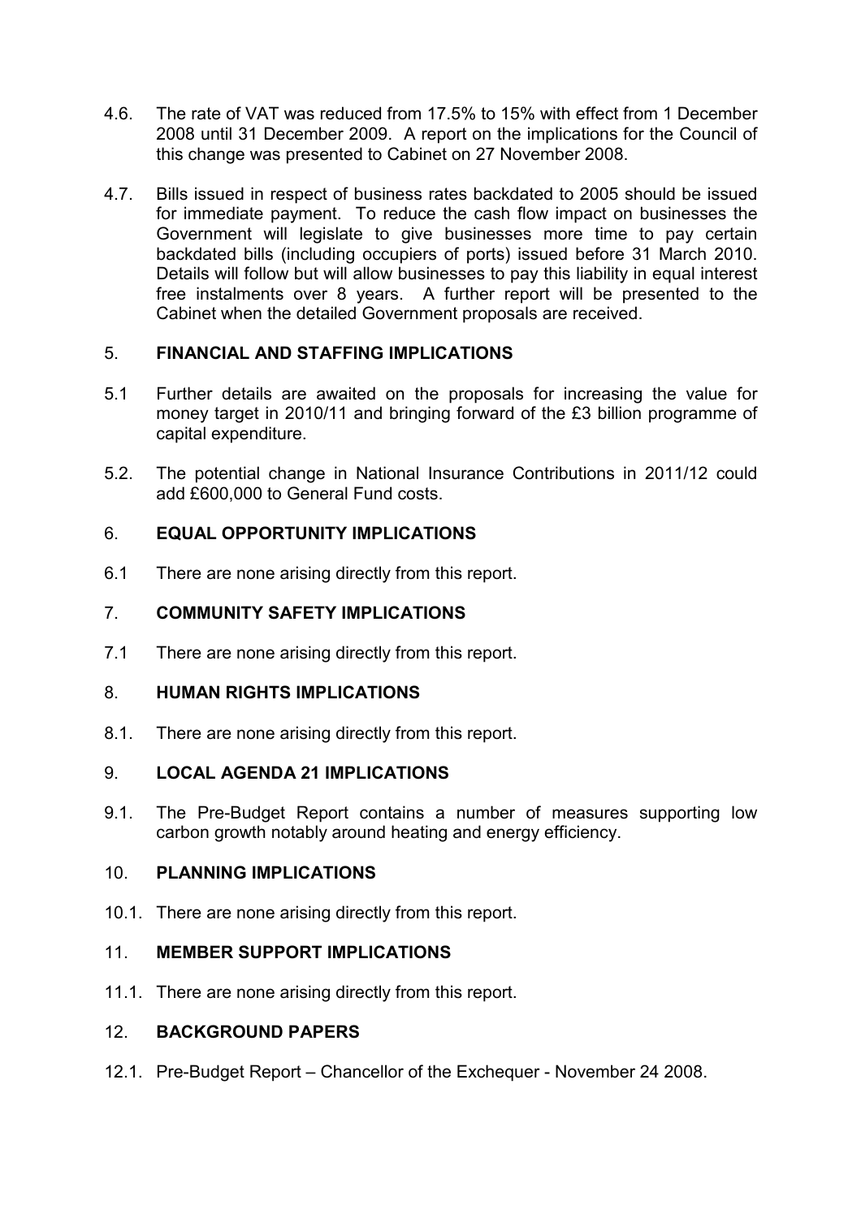4.6. The rate of VAT was reduced from 17.5% to 15% with effect from 1 December 2008 until 31 December 2009. A report on the implications for the Council of this change was presented to Cabinet on 27 November 2008.

4.7. Bills issued in respect of business rates backdated to 2005 should be issued for immediate payment. To reduce the cash flow impact on businesses the Government will legislate to give businesses more time to pay certain backdated bills (including occupiers of ports) issued before 31 March 2010. Details will follow but will allow businesses to pay this liability in equal interest free instalments over 8 years. A further report will be presented to the Cabinet when the detailed Government proposals are received.

## 5. FINANCIAL AND STAFFING IMPLICATIONS

5.1 Further details are awaited on the proposals for increasing the value for money target in 2010/11 and bringing forward of the £3 billion programme of capital expenditure.

5.2. The potential change in National Insurance Contributions in 2011/12 could add £600,000 to General Fund costs.

## 6. EQUAL OPPORTUNITY IMPLICATIONS

6.1 There are none arising directly from this report.

## 7. COMMUNITY SAFETY IMPLICATIONS

7.1 There are none arising directly from this report.

## 8. HUMAN RIGHTS IMPLICATIONS

8.1. There are none arising directly from this report.

## 9. LOCAL AGENDA 21 IMPLICATIONS

9.1. The Pre-Budget Report contains a number of measures supporting low carbon growth notably around heating and energy efficiency.

## 10. PLANNING IMPLICATIONS

10.1. There are none arising directly from this report.

## 11. MEMBER SUPPORT IMPLICATIONS

11.1. There are none arising directly from this report.

## 12. BACKGROUND PAPERS

12.1. Pre-Budget Report – Chancellor of the Exchequer - November 24 2008.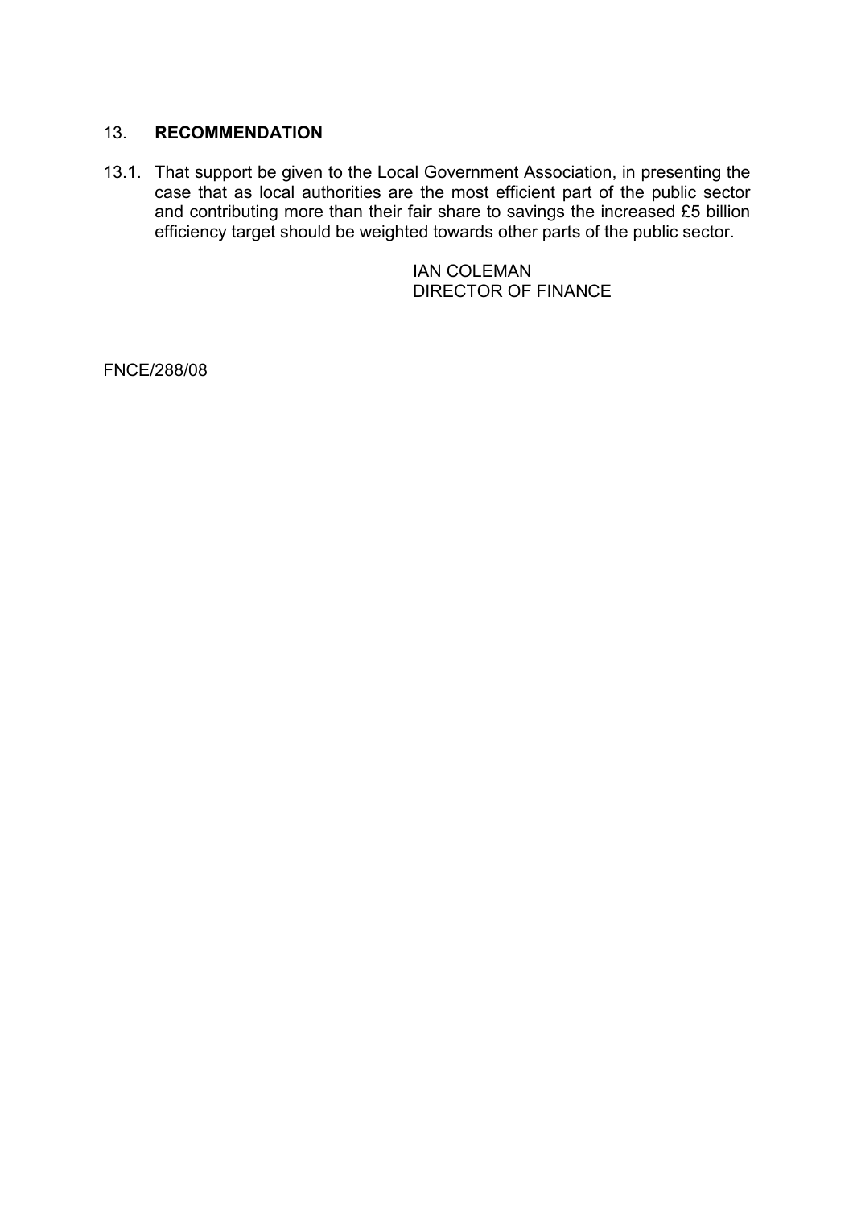## 13. **RECOMMENDATION**

13.1. That support be given to the Local Government Association, in presenting the case that as local authorities are the most efficient part of the public sector and contributing more than their fair share to savings the increased £5 billion efficiency target should be weighted towards other parts of the public sector.

IAN COLEMAN
DIRECTOR OF FINANCE

FNCE/288/08